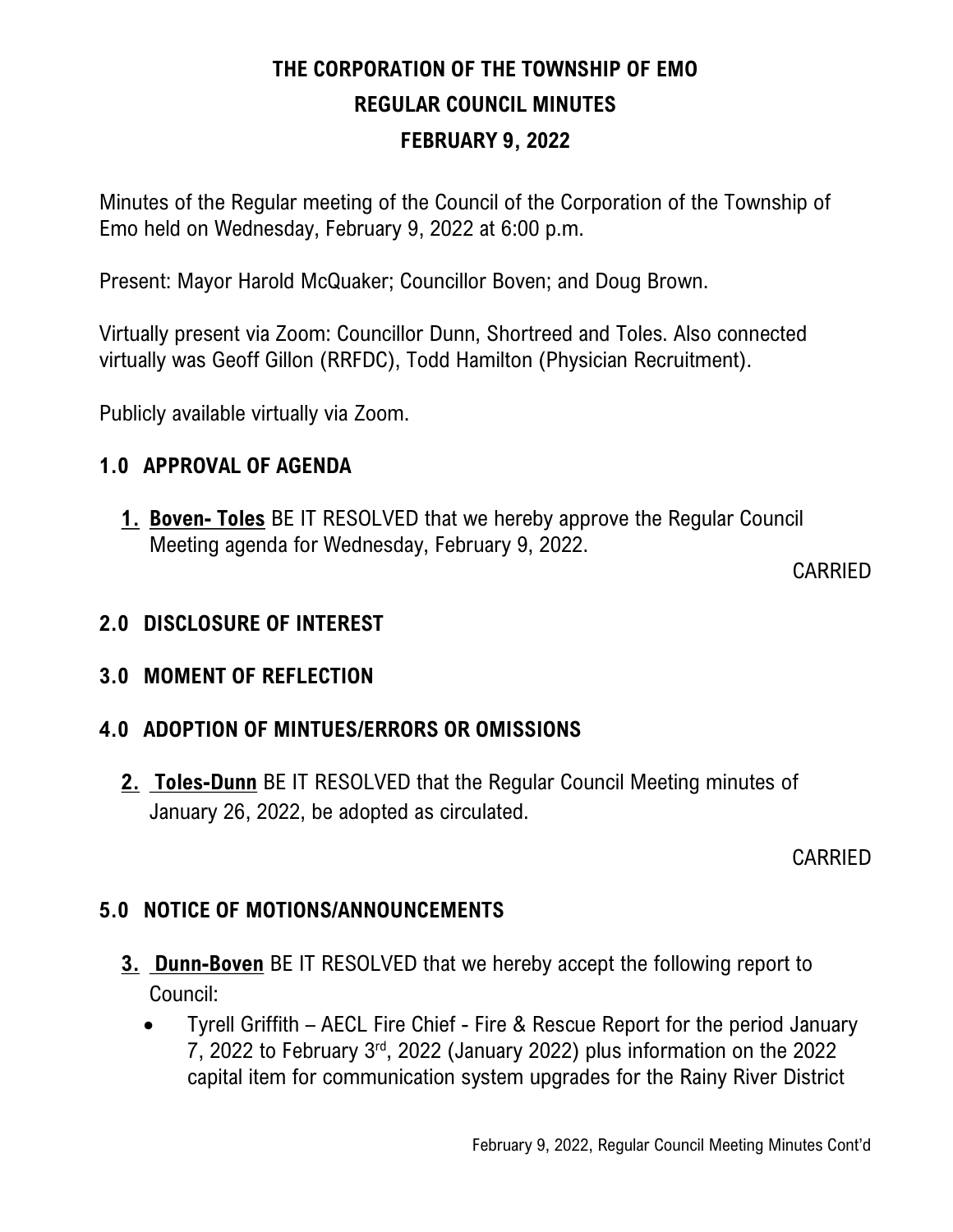# THE CORPORATION OF THE TOWNSHIP OF EMO
## REGULAR COUNCIL MINUTES
## FEBRUARY 9, 2022

Minutes of the Regular meeting of the Council of the Corporation of the Township of Emo held on Wednesday, February 9, 2022 at 6:00 p.m.

Present: Mayor Harold McQuaker; Councillor Boven; and Doug Brown.

Virtually present via Zoom: Councillor Dunn, Shortreed and Toles. Also connected virtually was Geoff Gillon (RRFDC), Todd Hamilton (Physician Recruitment).

Publicly available virtually via Zoom.

### 1.0 APPROVAL OF AGENDA

1. **Boven- Toles** BE IT RESOLVED that we hereby approve the Regular Council Meeting agenda for Wednesday, February 9, 2022.

CARRIED

### 2.0 DISCLOSURE OF INTEREST

### 3.0 MOMENT OF REFLECTION

### 4.0 ADOPTION OF MINTUES/ERRORS OR OMISSIONS

2. **Toles-Dunn** BE IT RESOLVED that the Regular Council Meeting minutes of January 26, 2022, be adopted as circulated.

CARRIED

### 5.0 NOTICE OF MOTIONS/ANNOUNCEMENTS

3. **Dunn-Boven** BE IT RESOLVED that we hereby accept the following report to Council:
   - Tyrell Griffith – AECL Fire Chief - Fire & Rescue Report for the period January 7, 2022 to February 3rd, 2022 (January 2022) plus information on the 2022 capital item for communication system upgrades for the Rainy River District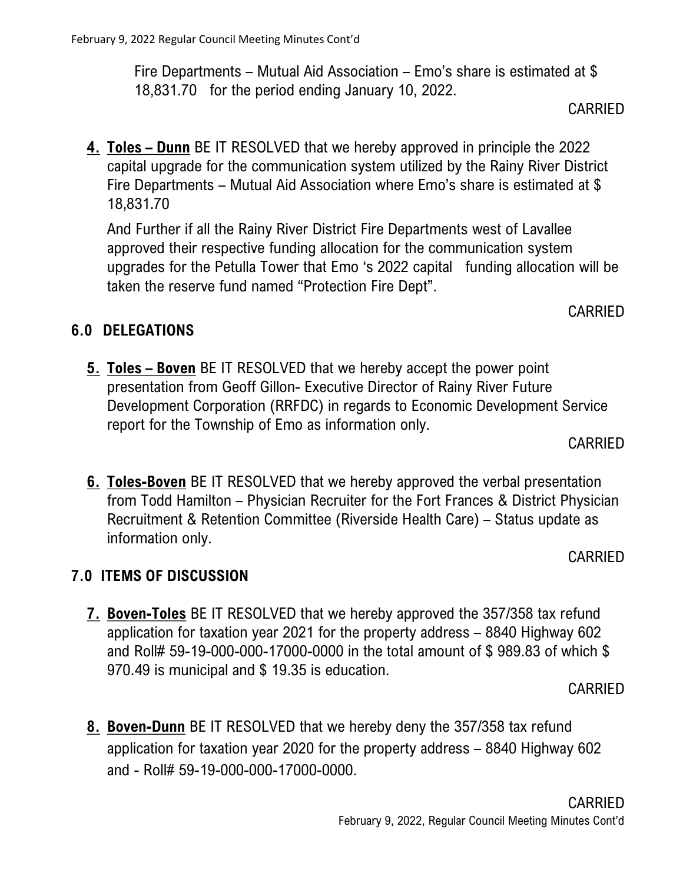Fire Departments – Mutual Aid Association – Emo's share is estimated at $ 18,831.70 for the period ending January 10, 2022.

CARRIED

4. **Toles – Dunn** BE IT RESOLVED that we hereby approved in principle the 2022 capital upgrade for the communication system utilized by the Rainy River District Fire Departments – Mutual Aid Association where Emo's share is estimated at $ 18,831.70

   And Further if all the Rainy River District Fire Departments west of Lavallee approved their respective funding allocation for the communication system upgrades for the Petulla Tower that Emo 's 2022 capital funding allocation will be taken the reserve fund named "Protection Fire Dept".

CARRIED

## 6.0 DELEGATIONS

5. **Toles – Boven** BE IT RESOLVED that we hereby accept the power point presentation from Geoff Gillon- Executive Director of Rainy River Future Development Corporation (RRFDC) in regards to Economic Development Service report for the Township of Emo as information only.

CARRIED

6. **Toles-Boven** BE IT RESOLVED that we hereby approved the verbal presentation from Todd Hamilton – Physician Recruiter for the Fort Frances & District Physician Recruitment & Retention Committee (Riverside Health Care) – Status update as information only.

CARRIED

## 7.0 ITEMS OF DISCUSSION

7. **Boven-Toles** BE IT RESOLVED that we hereby approved the 357/358 tax refund application for taxation year 2021 for the property address – 8840 Highway 602 and Roll# 59-19-000-000-17000-0000 in the total amount of $ 989.83 of which $ 970.49 is municipal and $ 19.35 is education.

CARRIED

8. **Boven-Dunn** BE IT RESOLVED that we hereby deny the 357/358 tax refund application for taxation year 2020 for the property address – 8840 Highway 602 and - Roll# 59-19-000-000-17000-0000.

CARRIED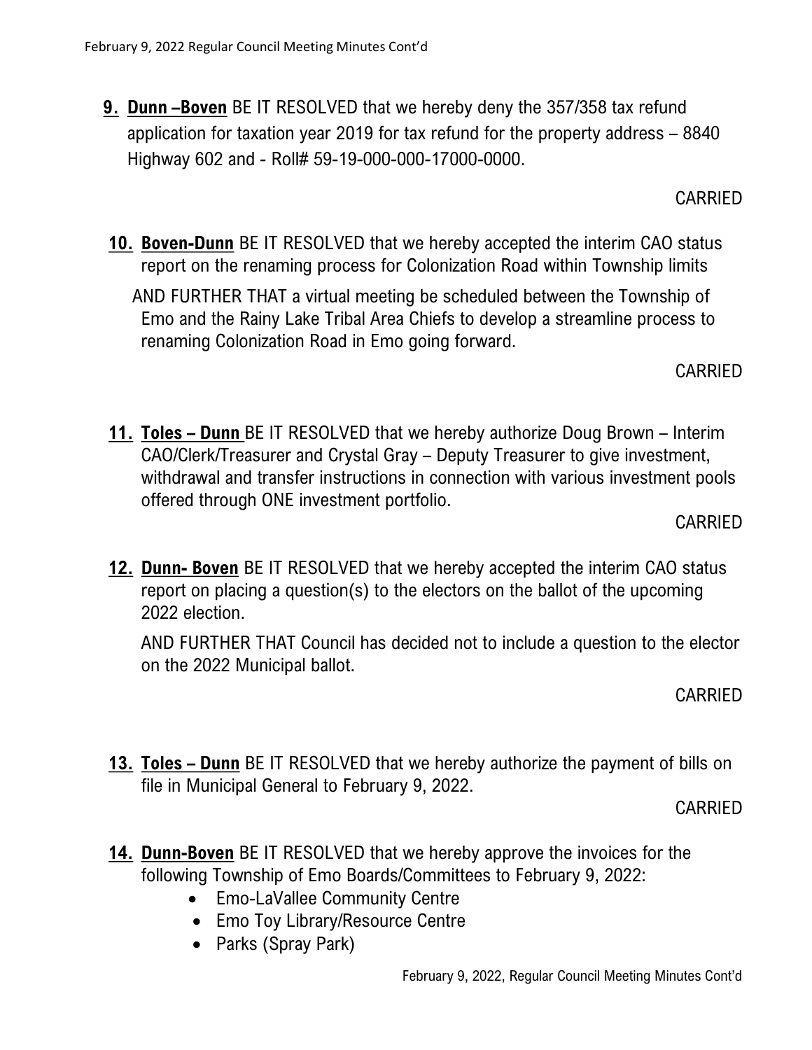9. **Dunn –Boven** BE IT RESOLVED that we hereby deny the 357/358 tax refund application for taxation year 2019 for tax refund for the property address – 8840 Highway 602 and - Roll# 59-19-000-000-17000-0000.

CARRIED

10. **Boven-Dunn** BE IT RESOLVED that we hereby accepted the interim CAO status report on the renaming process for Colonization Road within Township limits

    AND FURTHER THAT a virtual meeting be scheduled between the Township of Emo and the Rainy Lake Tribal Area Chiefs to develop a streamline process to renaming Colonization Road in Emo going forward.

CARRIED

11. **Toles – Dunn** BE IT RESOLVED that we hereby authorize Doug Brown – Interim CAO/Clerk/Treasurer and Crystal Gray – Deputy Treasurer to give investment, withdrawal and transfer instructions in connection with various investment pools offered through ONE investment portfolio.

CARRIED

12. **Dunn- Boven** BE IT RESOLVED that we hereby accepted the interim CAO status report on placing a question(s) to the electors on the ballot of the upcoming 2022 election.

    AND FURTHER THAT Council has decided not to include a question to the elector on the 2022 Municipal ballot.

CARRIED

13. **Toles – Dunn** BE IT RESOLVED that we hereby authorize the payment of bills on file in Municipal General to February 9, 2022.

CARRIED

14. **Dunn-Boven** BE IT RESOLVED that we hereby approve the invoices for the following Township of Emo Boards/Committees to February 9, 2022:
    - Emo-LaVallee Community Centre
    - Emo Toy Library/Resource Centre
    - Parks (Spray Park)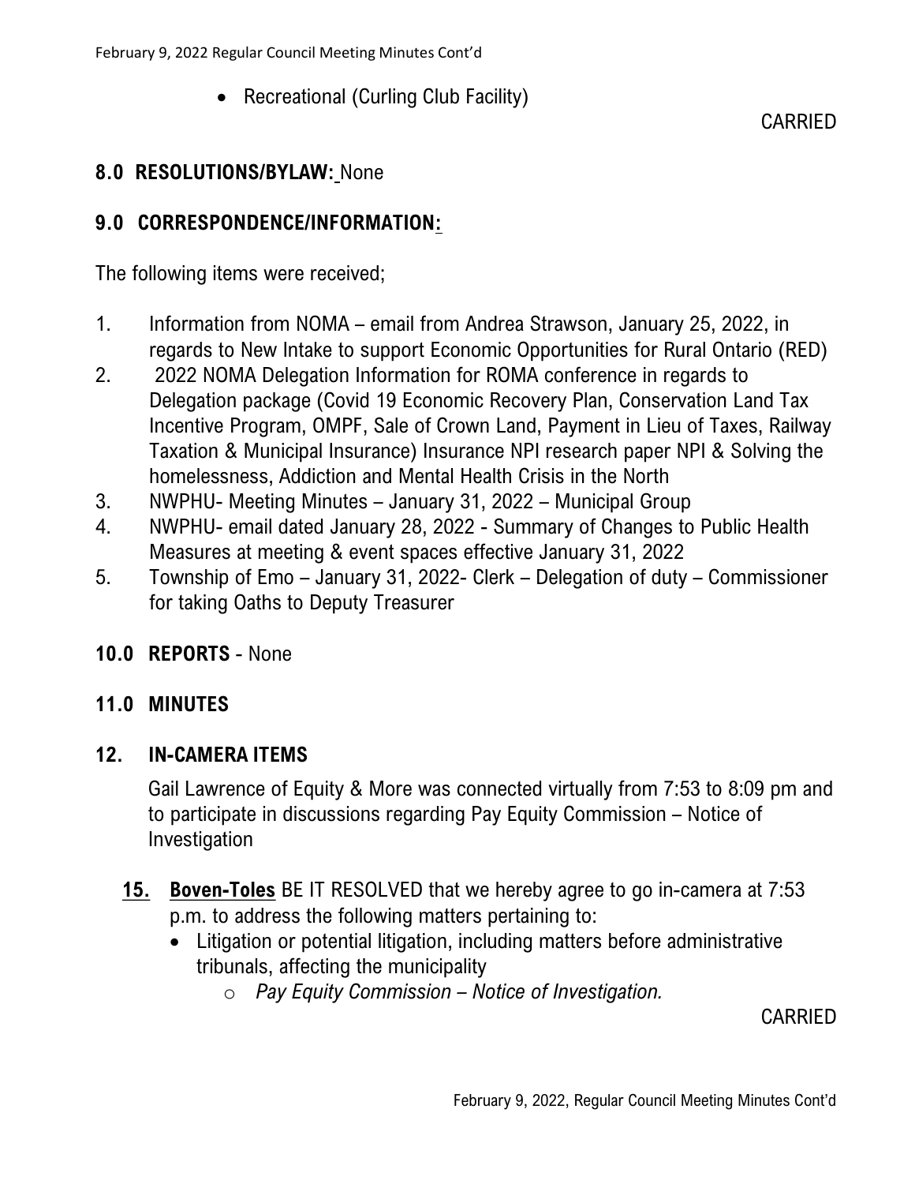- Recreational (Curling Club Facility)

CARRIED

## 8.0 RESOLUTIONS/BYLAW: None

## 9.0 CORRESPONDENCE/INFORMATION:

The following items were received;

1. Information from NOMA – email from Andrea Strawson, January 25, 2022, in regards to New Intake to support Economic Opportunities for Rural Ontario (RED)
2. 2022 NOMA Delegation Information for ROMA conference in regards to Delegation package (Covid 19 Economic Recovery Plan, Conservation Land Tax Incentive Program, OMPF, Sale of Crown Land, Payment in Lieu of Taxes, Railway Taxation & Municipal Insurance) Insurance NPI research paper NPI & Solving the homelessness, Addiction and Mental Health Crisis in the North
3. NWPHU- Meeting Minutes – January 31, 2022 – Municipal Group
4. NWPHU- email dated January 28, 2022 - Summary of Changes to Public Health Measures at meeting & event spaces effective January 31, 2022
5. Township of Emo – January 31, 2022- Clerk – Delegation of duty – Commissioner for taking Oaths to Deputy Treasurer

## 10.0 REPORTS - None

## 11.0 MINUTES

## 12. IN-CAMERA ITEMS

Gail Lawrence of Equity & More was connected virtually from 7:53 to 8:09 pm and to participate in discussions regarding Pay Equity Commission – Notice of Investigation

**15. Boven-Toles** BE IT RESOLVED that we hereby agree to go in-camera at 7:53 p.m. to address the following matters pertaining to:

- Litigation or potential litigation, including matters before administrative tribunals, affecting the municipality
  - *Pay Equity Commission – Notice of Investigation.*

CARRIED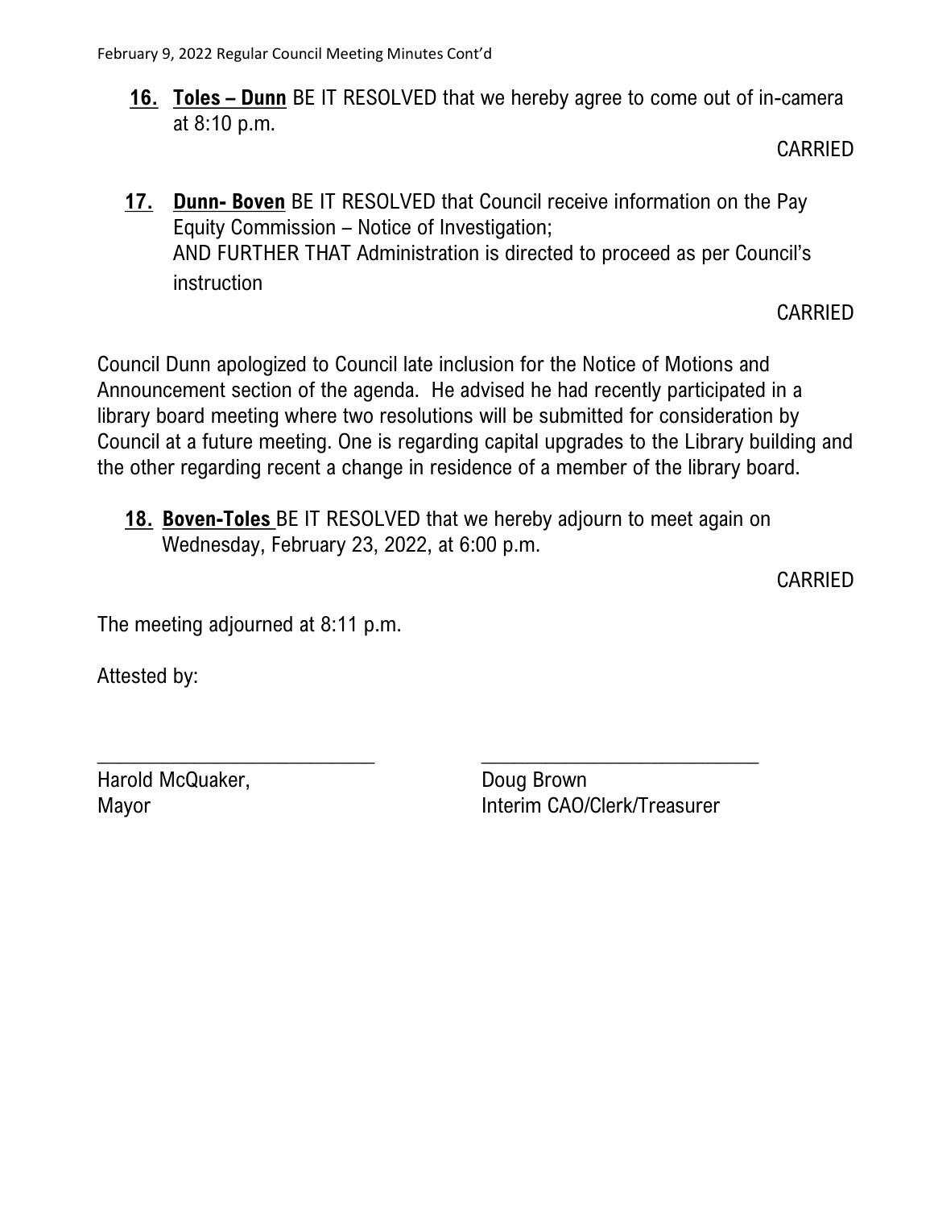**16. Toles – Dunn** BE IT RESOLVED that we hereby agree to come out of in-camera at 8:10 p.m.

CARRIED

**17. Dunn- Boven** BE IT RESOLVED that Council receive information on the Pay Equity Commission – Notice of Investigation;
AND FURTHER THAT Administration is directed to proceed as per Council's instruction

CARRIED

Council Dunn apologized to Council late inclusion for the Notice of Motions and Announcement section of the agenda. He advised he had recently participated in a library board meeting where two resolutions will be submitted for consideration by Council at a future meeting. One is regarding capital upgrades to the Library building and the other regarding recent a change in residence of a member of the library board.

**18. Boven-Toles** BE IT RESOLVED that we hereby adjourn to meet again on Wednesday, February 23, 2022, at 6:00 p.m.

CARRIED

The meeting adjourned at 8:11 p.m.

Attested by:

\_\_\_\_\_\_\_\_\_\_\_\_\_\_\_\_\_\_\_\_\_\_\_\_\_\_\_\_ \_\_\_\_\_\_\_\_\_\_\_\_\_\_\_\_\_\_\_\_\_\_\_\_\_\_\_\_

Harold McQuaker, Mayor

Doug Brown, Interim CAO/Clerk/Treasurer